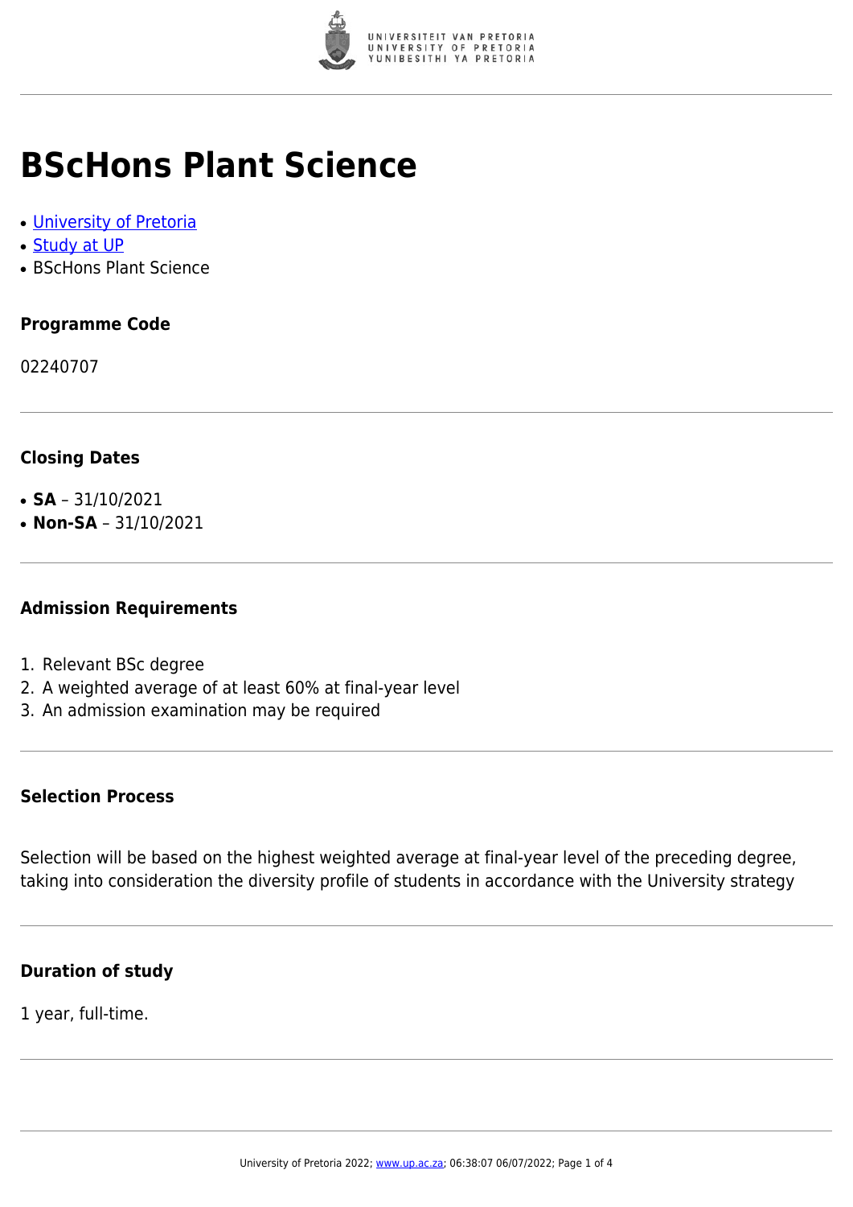# BScHons Plant Science

- [University of Pretoria]
- [Study at UP]
- BScHons Plant Science

### Programme Code

02240707

### Closing Dates

- **SA** – 31/10/2021
- **Non-SA** – 31/10/2021

### Admission Requirements

1. Relevant BSc degree
2. A weighted average of at least 60% at final-year level
3. An admission examination may be required

### Selection Process

Selection will be based on the highest weighted average at final-year level of the preceding degree, taking into consideration the diversity profile of students in accordance with the University strategy

### Duration of study

1 year, full-time.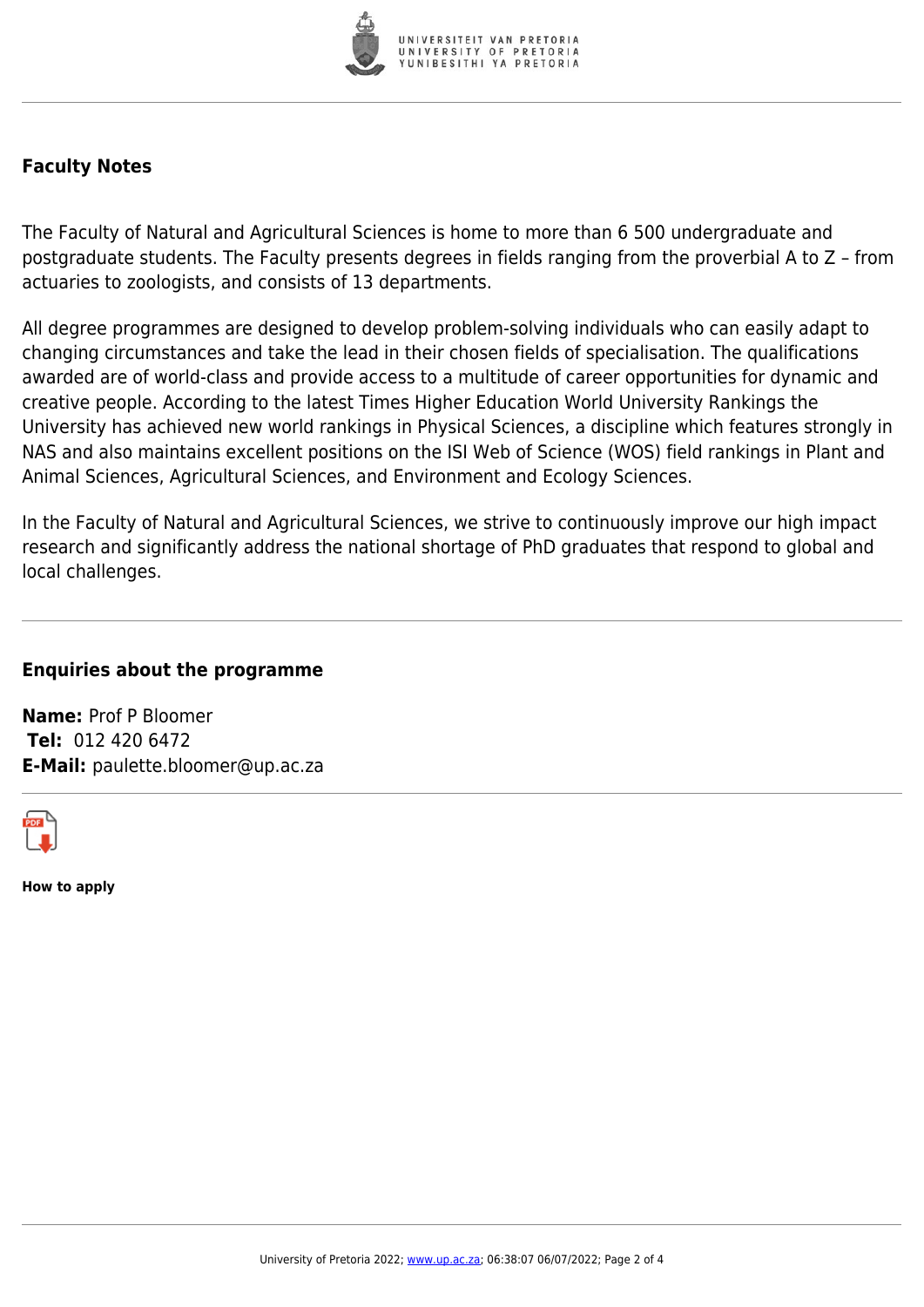## Faculty Notes

The Faculty of Natural and Agricultural Sciences is home to more than 6 500 undergraduate and postgraduate students. The Faculty presents degrees in fields ranging from the proverbial A to Z – from actuaries to zoologists, and consists of 13 departments.

All degree programmes are designed to develop problem-solving individuals who can easily adapt to changing circumstances and take the lead in their chosen fields of specialisation. The qualifications awarded are of world-class and provide access to a multitude of career opportunities for dynamic and creative people. According to the latest Times Higher Education World University Rankings the University has achieved new world rankings in Physical Sciences, a discipline which features strongly in NAS and also maintains excellent positions on the ISI Web of Science (WOS) field rankings in Plant and Animal Sciences, Agricultural Sciences, and Environment and Ecology Sciences.

In the Faculty of Natural and Agricultural Sciences, we strive to continuously improve our high impact research and significantly address the national shortage of PhD graduates that respond to global and local challenges.

## Enquiries about the programme

**Name:** Prof P Bloomer
**Tel:** 012 420 6472
**E-Mail:** paulette.bloomer@up.ac.za

**How to apply**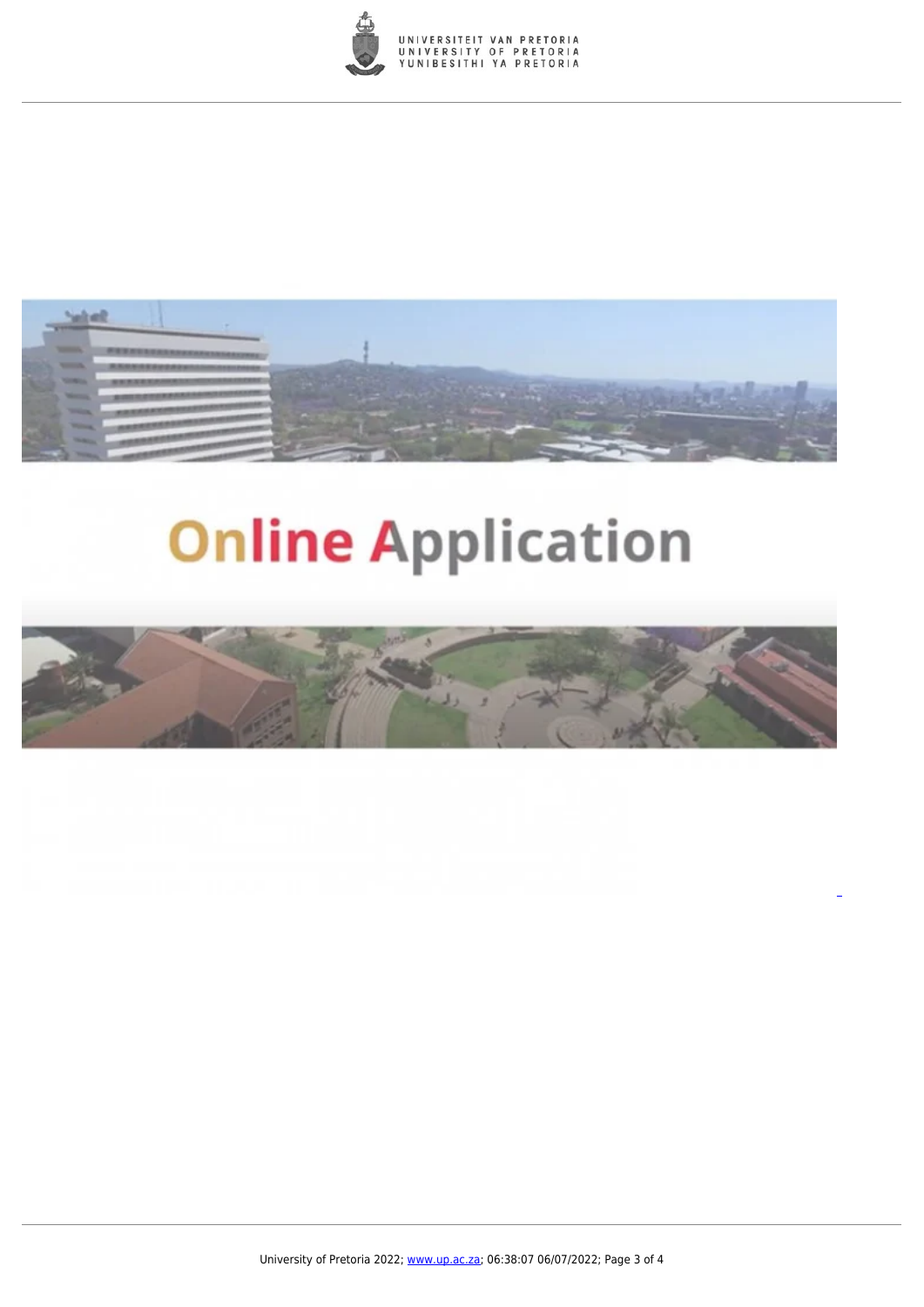Online Application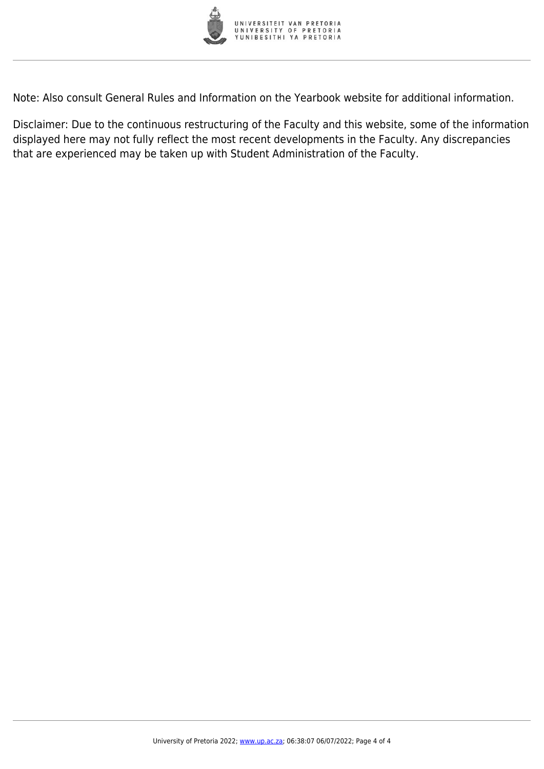Note: Also consult General Rules and Information on the Yearbook website for additional information.

Disclaimer: Due to the continuous restructuring of the Faculty and this website, some of the information displayed here may not fully reflect the most recent developments in the Faculty. Any discrepancies that are experienced may be taken up with Student Administration of the Faculty.